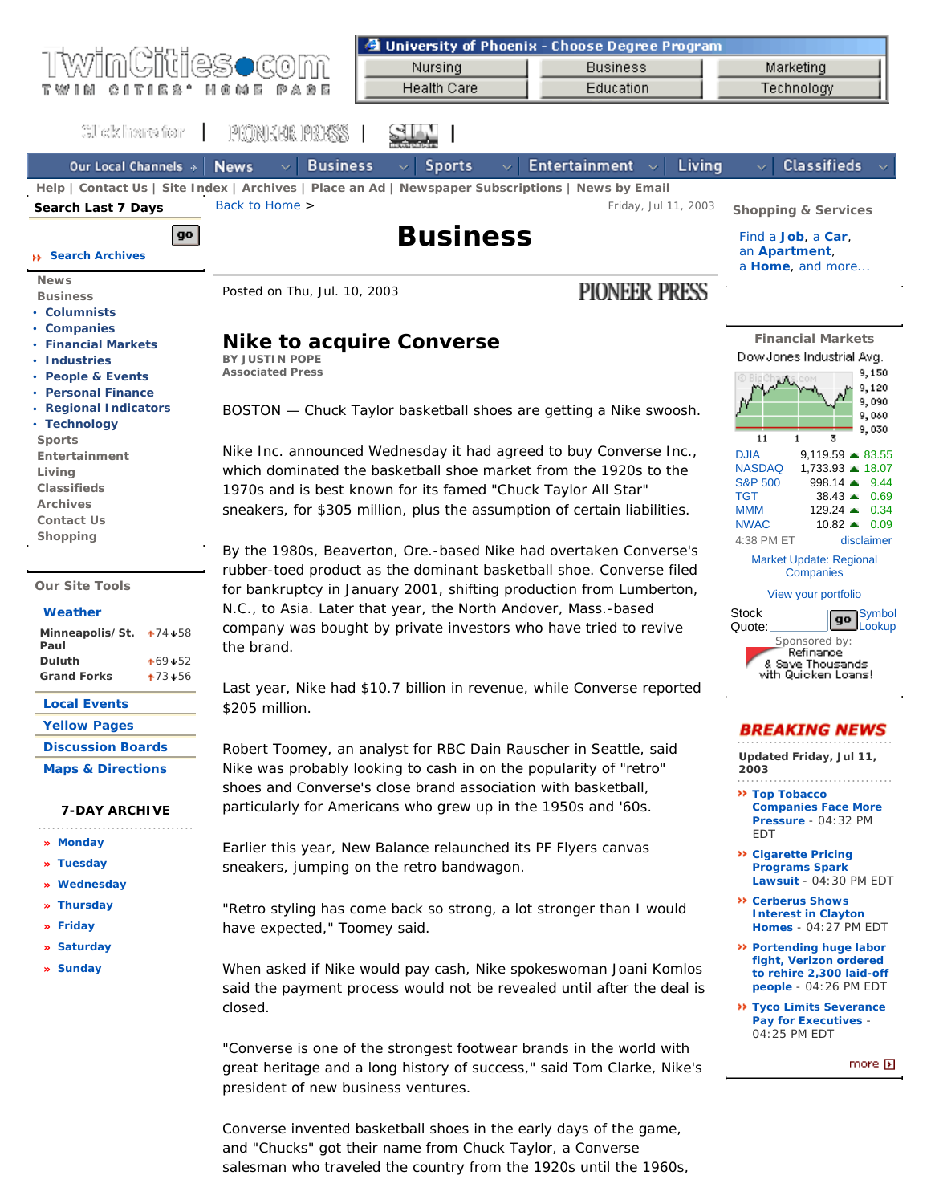# Business

Back to Home >

Friday, Jul 11, 2003

Posted on Thu, Jul. 10, 2003

PIONEER PRESS

## Nike to acquire Converse

**BY JUSTIN POPE**
**Associated Press**

BOSTON — Chuck Taylor basketball shoes are getting a Nike swoosh.

Nike Inc. announced Wednesday it had agreed to buy Converse Inc., which dominated the basketball shoe market from the 1920s to the 1970s and is best known for its famed "Chuck Taylor All Star" sneakers, for $305 million, plus the assumption of certain liabilities.

By the 1980s, Beaverton, Ore.-based Nike had overtaken Converse's rubber-toed product as the dominant basketball shoe. Converse filed for bankruptcy in January 2001, shifting production from Lumberton, N.C., to Asia. Later that year, the North Andover, Mass.-based company was bought by private investors who have tried to revive the brand.

Last year, Nike had $10.7 billion in revenue, while Converse reported $205 million.

Robert Toomey, an analyst for RBC Dain Rauscher in Seattle, said Nike was probably looking to cash in on the popularity of "retro" shoes and Converse's close brand association with basketball, particularly for Americans who grew up in the 1950s and '60s.

Earlier this year, New Balance relaunched its PF Flyers canvas sneakers, jumping on the retro bandwagon.

"Retro styling has come back so strong, a lot stronger than I would have expected," Toomey said.

When asked if Nike would pay cash, Nike spokeswoman Joani Komlos said the payment process would not be revealed until after the deal is closed.

"Converse is one of the strongest footwear brands in the world with great heritage and a long history of success," said Tom Clarke, Nike's president of new business ventures.

Converse invented basketball shoes in the early days of the game, and "Chucks" got their name from Chuck Taylor, a Converse salesman who traveled the country from the 1920s until the 1960s,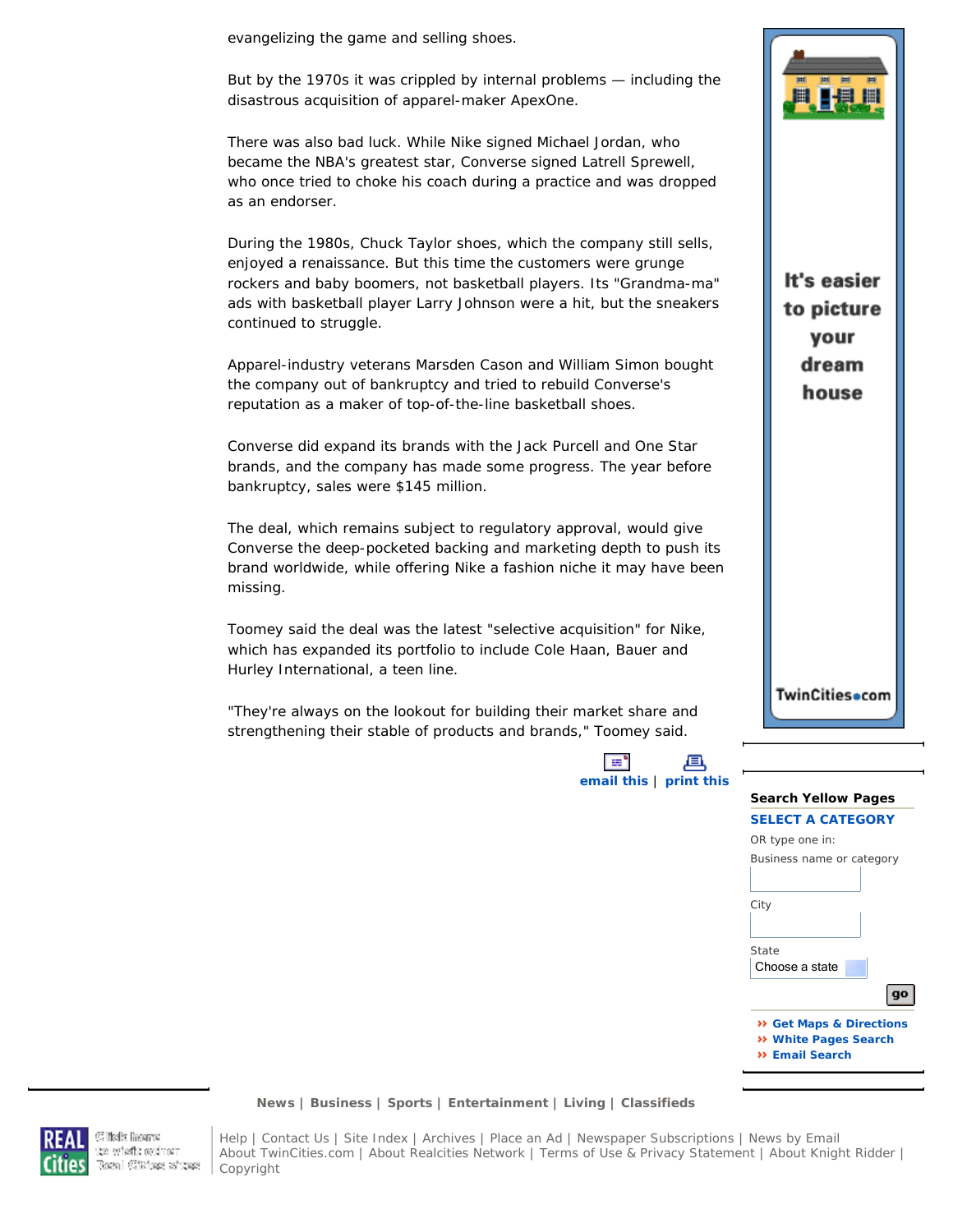evangelizing the game and selling shoes.

But by the 1970s it was crippled by internal problems — including the disastrous acquisition of apparel-maker ApexOne.

There was also bad luck. While Nike signed Michael Jordan, who became the NBA's greatest star, Converse signed Latrell Sprewell, who once tried to choke his coach during a practice and was dropped as an endorser.

During the 1980s, Chuck Taylor shoes, which the company still sells, enjoyed a renaissance. But this time the customers were grunge rockers and baby boomers, not basketball players. Its "Grandma-ma" ads with basketball player Larry Johnson were a hit, but the sneakers continued to struggle.

Apparel-industry veterans Marsden Cason and William Simon bought the company out of bankruptcy and tried to rebuild Converse's reputation as a maker of top-of-the-line basketball shoes.

Converse did expand its brands with the Jack Purcell and One Star brands, and the company has made some progress. The year before bankruptcy, sales were $145 million.

The deal, which remains subject to regulatory approval, would give Converse the deep-pocketed backing and marketing depth to push its brand worldwide, while offering Nike a fashion niche it may have been missing.

Toomey said the deal was the latest "selective acquisition" for Nike, which has expanded its portfolio to include Cole Haan, Bauer and Hurley International, a teen line.

"They're always on the lookout for building their market share and strengthening their stable of products and brands," Toomey said.

email this | print this

It's easier to picture your dream house

TwinCities.com

Search Yellow Pages

SELECT A CATEGORY

OR type one in:

Business name or category

City

State

Choose a state

go

Get Maps & Directions
White Pages Search
Email Search

News | Business | Sports | Entertainment | Living | Classifieds

Help | Contact Us | Site Index | Archives | Place an Ad | Newspaper Subscriptions | News by Email
About TwinCities.com | About Realcities Network | Terms of Use & Privacy Statement | About Knight Ridder | Copyright